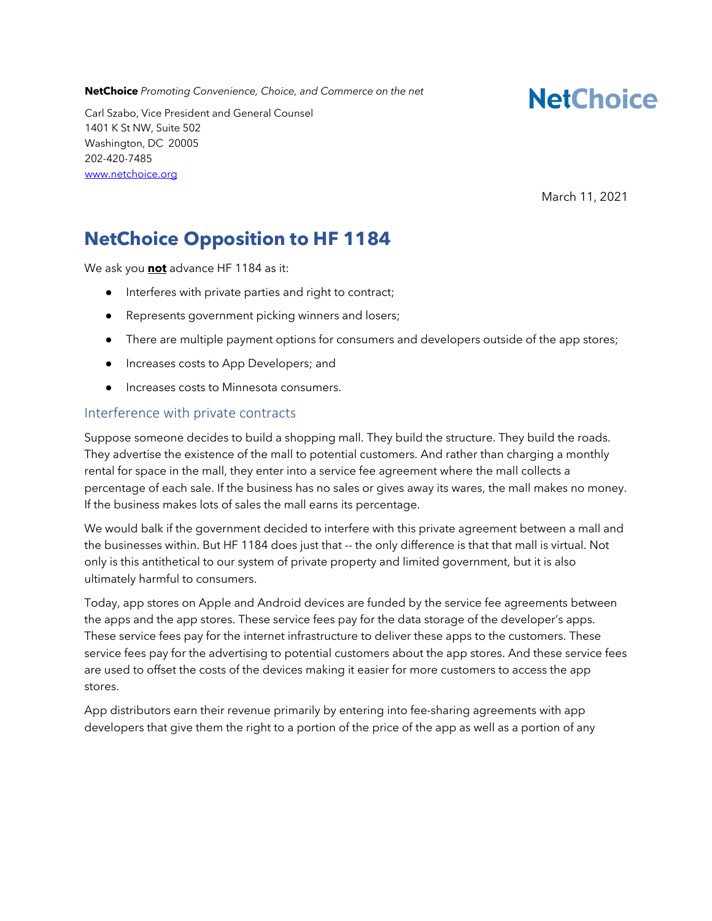**NetChoice** *Promoting Convenience, Choice, and Commerce on the net*

NetChoice

Carl Szabo, Vice President and General Counsel
1401 K St NW, Suite 502
Washington, DC 20005
202-420-7485
[www.netchoice.org](http://www.netchoice.org)

March 11, 2021

# NetChoice Opposition to HF 1184

We ask you **not** advance HF 1184 as it:

- Interferes with private parties and right to contract;
- Represents government picking winners and losers;
- There are multiple payment options for consumers and developers outside of the app stores;
- Increases costs to App Developers; and
- Increases costs to Minnesota consumers.

## Interference with private contracts

Suppose someone decides to build a shopping mall. They build the structure. They build the roads. They advertise the existence of the mall to potential customers. And rather than charging a monthly rental for space in the mall, they enter into a service fee agreement where the mall collects a percentage of each sale. If the business has no sales or gives away its wares, the mall makes no money. If the business makes lots of sales the mall earns its percentage.

We would balk if the government decided to interfere with this private agreement between a mall and the businesses within. But HF 1184 does just that -- the only difference is that that mall is virtual. Not only is this antithetical to our system of private property and limited government, but it is also ultimately harmful to consumers.

Today, app stores on Apple and Android devices are funded by the service fee agreements between the apps and the app stores. These service fees pay for the data storage of the developer's apps. These service fees pay for the internet infrastructure to deliver these apps to the customers. These service fees pay for the advertising to potential customers about the app stores. And these service fees are used to offset the costs of the devices making it easier for more customers to access the app stores.

App distributors earn their revenue primarily by entering into fee-sharing agreements with app developers that give them the right to a portion of the price of the app as well as a portion of any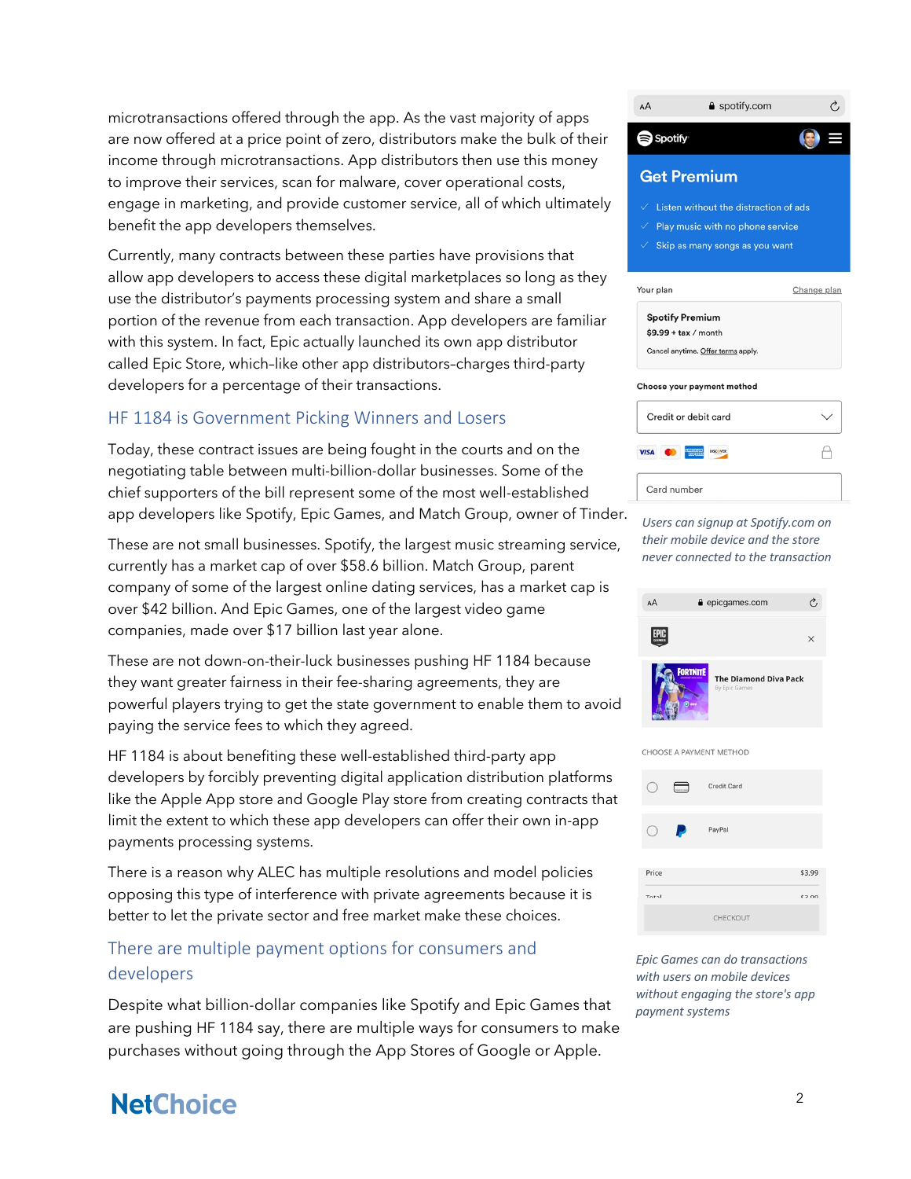microtransactions offered through the app. As the vast majority of apps are now offered at a price point of zero, distributors make the bulk of their income through microtransactions. App distributors then use this money to improve their services, scan for malware, cover operational costs, engage in marketing, and provide customer service, all of which ultimately benefit the app developers themselves.

Currently, many contracts between these parties have provisions that allow app developers to access these digital marketplaces so long as they use the distributor's payments processing system and share a small portion of the revenue from each transaction. App developers are familiar with this system. In fact, Epic actually launched its own app distributor called Epic Store, which–like other app distributors–charges third-party developers for a percentage of their transactions.

## HF 1184 is Government Picking Winners and Losers

Today, these contract issues are being fought in the courts and on the negotiating table between multi-billion-dollar businesses. Some of the chief supporters of the bill represent some of the most well-established app developers like Spotify, Epic Games, and Match Group, owner of Tinder.

These are not small businesses. Spotify, the largest music streaming service, currently has a market cap of over $58.6 billion. Match Group, parent company of some of the largest online dating services, has a market cap is over $42 billion. And Epic Games, one of the largest video game companies, made over $17 billion last year alone.

These are not down-on-their-luck businesses pushing HF 1184 because they want greater fairness in their fee-sharing agreements, they are powerful players trying to get the state government to enable them to avoid paying the service fees to which they agreed.

HF 1184 is about benefiting these well-established third-party app developers by forcibly preventing digital application distribution platforms like the Apple App store and Google Play store from creating contracts that limit the extent to which these app developers can offer their own in-app payments processing systems.

There is a reason why ALEC has multiple resolutions and model policies opposing this type of interference with private agreements because it is better to let the private sector and free market make these choices.

## There are multiple payment options for consumers and developers

Despite what billion-dollar companies like Spotify and Epic Games that are pushing HF 1184 say, there are multiple ways for consumers to make purchases without going through the App Stores of Google or Apple.

*Users can signup at Spotify.com on their mobile device and the store never connected to the transaction*

*Epic Games can do transactions with users on mobile devices without engaging the store's app payment systems*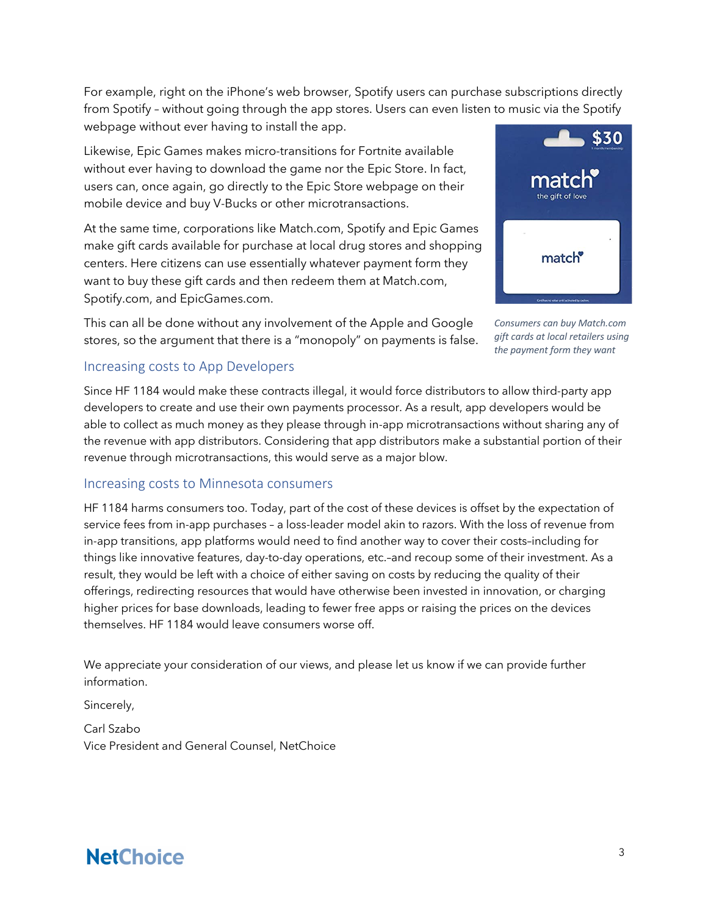For example, right on the iPhone's web browser, Spotify users can purchase subscriptions directly from Spotify – without going through the app stores. Users can even listen to music via the Spotify webpage without ever having to install the app.

Likewise, Epic Games makes micro-transitions for Fortnite available without ever having to download the game nor the Epic Store. In fact, users can, once again, go directly to the Epic Store webpage on their mobile device and buy V-Bucks or other microtransactions.

At the same time, corporations like Match.com, Spotify and Epic Games make gift cards available for purchase at local drug stores and shopping centers. Here citizens can use essentially whatever payment form they want to buy these gift cards and then redeem them at Match.com, Spotify.com, and EpicGames.com.

This can all be done without any involvement of the Apple and Google stores, so the argument that there is a "monopoly" on payments is false.

*Consumers can buy Match.com gift cards at local retailers using the payment form they want*

## Increasing costs to App Developers

Since HF 1184 would make these contracts illegal, it would force distributors to allow third-party app developers to create and use their own payments processor. As a result, app developers would be able to collect as much money as they please through in-app microtransactions without sharing any of the revenue with app distributors. Considering that app distributors make a substantial portion of their revenue through microtransactions, this would serve as a major blow.

## Increasing costs to Minnesota consumers

HF 1184 harms consumers too. Today, part of the cost of these devices is offset by the expectation of service fees from in-app purchases – a loss-leader model akin to razors. With the loss of revenue from in-app transitions, app platforms would need to find another way to cover their costs–including for things like innovative features, day-to-day operations, etc.–and recoup some of their investment. As a result, they would be left with a choice of either saving on costs by reducing the quality of their offerings, redirecting resources that would have otherwise been invested in innovation, or charging higher prices for base downloads, leading to fewer free apps or raising the prices on the devices themselves. HF 1184 would leave consumers worse off.

We appreciate your consideration of our views, and please let us know if we can provide further information.

Sincerely,

Carl Szabo
Vice President and General Counsel, NetChoice